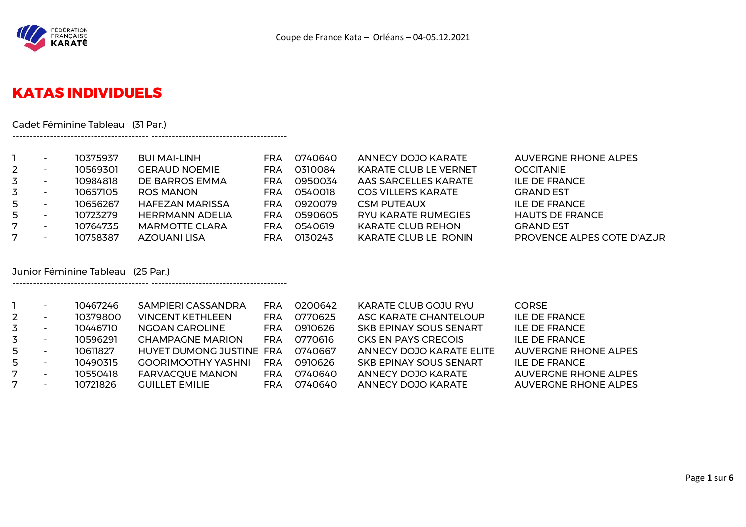Coupe de France Kata – Orléans – 04-05.12.2021

# KATAS INDIVIDUELS

Cadet Féminine Tableau (31 Par.)

| | | | | | | | |
|---|---|---|---|---|---|---|---|
| 1 | - | 10375937 | BUI MAI-LINH | FRA | 0740640 | ANNECY DOJO KARATE | AUVERGNE RHONE ALPES |
| 2 | - | 10569301 | GERAUD NOEMIE | FRA | 0310084 | KARATE CLUB LE VERNET | OCCITANIE |
| 3 | - | 10984818 | DE BARROS EMMA | FRA | 0950034 | AAS SARCELLES KARATE | ILE DE FRANCE |
| 3 | - | 10657105 | ROS MANON | FRA | 0540018 | COS VILLERS KARATE | GRAND EST |
| 5 | - | 10656267 | HAFEZAN MARISSA | FRA | 0920079 | CSM PUTEAUX | ILE DE FRANCE |
| 5 | - | 10723279 | HERRMANN ADELIA | FRA | 0590605 | RYU KARATE RUMEGIES | HAUTS DE FRANCE |
| 7 | - | 10764735 | MARMOTTE CLARA | FRA | 0540619 | KARATE CLUB REHON | GRAND EST |
| 7 | - | 10758387 | AZOUANI LISA | FRA | 0130243 | KARATE CLUB LE RONIN | PROVENCE ALPES COTE D'AZUR |

Junior Féminine Tableau (25 Par.)

| | | | | | | | |
|---|---|---|---|---|---|---|---|
| 1 | - | 10467246 | SAMPIERI CASSANDRA | FRA | 0200642 | KARATE CLUB GOJU RYU | CORSE |
| 2 | - | 10379800 | VINCENT KETHLEEN | FRA | 0770625 | ASC KARATE CHANTELOUP | ILE DE FRANCE |
| 3 | - | 10446710 | NGOAN CAROLINE | FRA | 0910626 | SKB EPINAY SOUS SENART | ILE DE FRANCE |
| 3 | - | 10596291 | CHAMPAGNE MARION | FRA | 0770616 | CKS EN PAYS CRECOIS | ILE DE FRANCE |
| 5 | - | 10611827 | HUYET DUMONG JUSTINE | FRA | 0740667 | ANNECY DOJO KARATE ELITE | AUVERGNE RHONE ALPES |
| 5 | - | 10490315 | GOORIMOOTHY YASHNI | FRA | 0910626 | SKB EPINAY SOUS SENART | ILE DE FRANCE |
| 7 | - | 10550418 | FARVACQUE MANON | FRA | 0740640 | ANNECY DOJO KARATE | AUVERGNE RHONE ALPES |
| 7 | - | 10721826 | GUILLET EMILIE | FRA | 0740640 | ANNECY DOJO KARATE | AUVERGNE RHONE ALPES |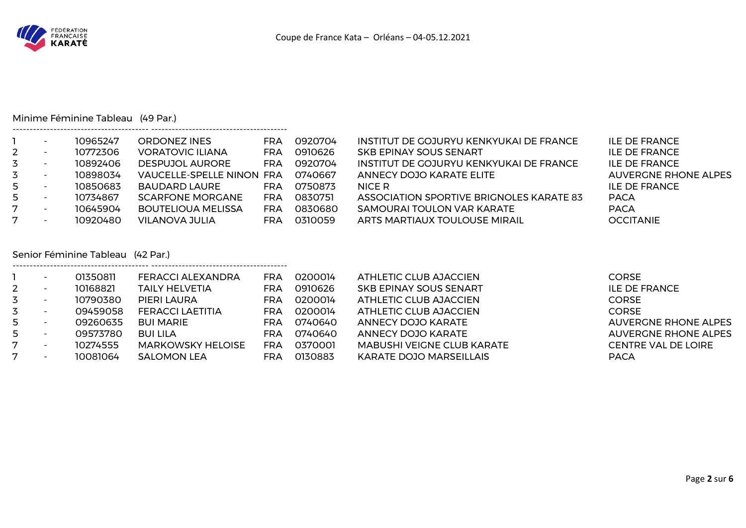Coupe de France Kata – Orléans – 04-05.12.2021

## Minime Féminine Tableau (49 Par.)

| | | | | | | | |
|---|---|---|---|---|---|---|---|
| 1 | - | 10965247 | ORDONEZ INES | FRA | 0920704 | INSTITUT DE GOJURYU KENKYUKAI DE FRANCE | ILE DE FRANCE |
| 2 | - | 10772306 | VORATOVIC ILIANA | FRA | 0910626 | SKB EPINAY SOUS SENART | ILE DE FRANCE |
| 3 | - | 10892406 | DESPUJOL AURORE | FRA | 0920704 | INSTITUT DE GOJURYU KENKYUKAI DE FRANCE | ILE DE FRANCE |
| 3 | - | 10898034 | VAUCELLE-SPELLE NINON | FRA | 0740667 | ANNECY DOJO KARATE ELITE | AUVERGNE RHONE ALPES |
| 5 | - | 10850683 | BAUDARD LAURE | FRA | 0750873 | NICE R | ILE DE FRANCE |
| 5 | - | 10734867 | SCARFONE MORGANE | FRA | 0830751 | ASSOCIATION SPORTIVE BRIGNOLES KARATE 83 | PACA |
| 7 | - | 10645904 | BOUTELIOUA MELISSA | FRA | 0830680 | SAMOURAI TOULON VAR KARATE | PACA |
| 7 | - | 10920480 | VILANOVA JULIA | FRA | 0310059 | ARTS MARTIAUX TOULOUSE MIRAIL | OCCITANIE |

## Senior Féminine Tableau (42 Par.)

| | | | | | | | |
|---|---|---|---|---|---|---|---|
| 1 | - | 01350811 | FERACCI ALEXANDRA | FRA | 0200014 | ATHLETIC CLUB AJACCIEN | CORSE |
| 2 | - | 10168821 | TAILY HELVETIA | FRA | 0910626 | SKB EPINAY SOUS SENART | ILE DE FRANCE |
| 3 | - | 10790380 | PIERI LAURA | FRA | 0200014 | ATHLETIC CLUB AJACCIEN | CORSE |
| 3 | - | 09459058 | FERACCI LAETITIA | FRA | 0200014 | ATHLETIC CLUB AJACCIEN | CORSE |
| 5 | - | 09260635 | BUI MARIE | FRA | 0740640 | ANNECY DOJO KARATE | AUVERGNE RHONE ALPES |
| 5 | - | 09573780 | BUI LILA | FRA | 0740640 | ANNECY DOJO KARATE | AUVERGNE RHONE ALPES |
| 7 | - | 10274555 | MARKOWSKY HELOISE | FRA | 0370001 | MABUSHI VEIGNE CLUB KARATE | CENTRE VAL DE LOIRE |
| 7 | - | 10081064 | SALOMON LEA | FRA | 0130883 | KARATE DOJO MARSEILLAIS | PACA |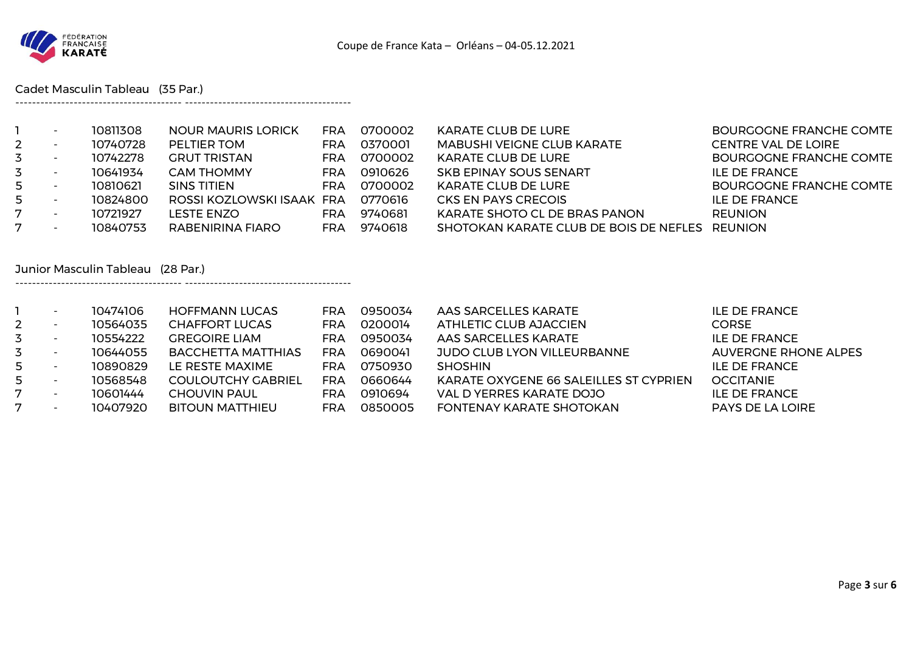Coupe de France Kata – Orléans – 04-05.12.2021

Cadet Masculin Tableau (35 Par.)

---

| | | | | | | | |
|---|---|---|---|---|---|---|---|
| 1 | - | 10811308 | NOUR MAURIS LORICK | FRA | 0700002 | KARATE CLUB DE LURE | BOURGOGNE FRANCHE COMTE |
| 2 | - | 10740728 | PELTIER TOM | FRA | 0370001 | MABUSHI VEIGNE CLUB KARATE | CENTRE VAL DE LOIRE |
| 3 | - | 10742278 | GRUT TRISTAN | FRA | 0700002 | KARATE CLUB DE LURE | BOURGOGNE FRANCHE COMTE |
| 3 | - | 10641934 | CAM THOMMY | FRA | 0910626 | SKB EPINAY SOUS SENART | ILE DE FRANCE |
| 5 | - | 10810621 | SINS TITIEN | FRA | 0700002 | KARATE CLUB DE LURE | BOURGOGNE FRANCHE COMTE |
| 5 | - | 10824800 | ROSSI KOZLOWSKI ISAAK | FRA | 0770616 | CKS EN PAYS CRECOIS | ILE DE FRANCE |
| 7 | - | 10721927 | LESTE ENZO | FRA | 9740681 | KARATE SHOTO CL DE BRAS PANON | REUNION |
| 7 | - | 10840753 | RABENIRINA FIARO | FRA | 9740618 | SHOTOKAN KARATE CLUB DE BOIS DE NEFLES | REUNION |

Junior Masculin Tableau (28 Par.)

---

| | | | | | | | |
|---|---|---|---|---|---|---|---|
| 1 | - | 10474106 | HOFFMANN LUCAS | FRA | 0950034 | AAS SARCELLES KARATE | ILE DE FRANCE |
| 2 | - | 10564035 | CHAFFORT LUCAS | FRA | 0200014 | ATHLETIC CLUB AJACCIEN | CORSE |
| 3 | - | 10554222 | GREGOIRE LIAM | FRA | 0950034 | AAS SARCELLES KARATE | ILE DE FRANCE |
| 3 | - | 10644055 | BACCHETTA MATTHIAS | FRA | 0690041 | JUDO CLUB LYON VILLEURBANNE | AUVERGNE RHONE ALPES |
| 5 | - | 10890829 | LE RESTE MAXIME | FRA | 0750930 | SHOSHIN | ILE DE FRANCE |
| 5 | - | 10568548 | COULOUTCHY GABRIEL | FRA | 0660644 | KARATE OXYGENE 66 SALEILLES ST CYPRIEN | OCCITANIE |
| 7 | - | 10601444 | CHOUVIN PAUL | FRA | 0910694 | VAL D YERRES KARATE DOJO | ILE DE FRANCE |
| 7 | - | 10407920 | BITOUN MATTHIEU | FRA | 0850005 | FONTENAY KARATE SHOTOKAN | PAYS DE LA LOIRE |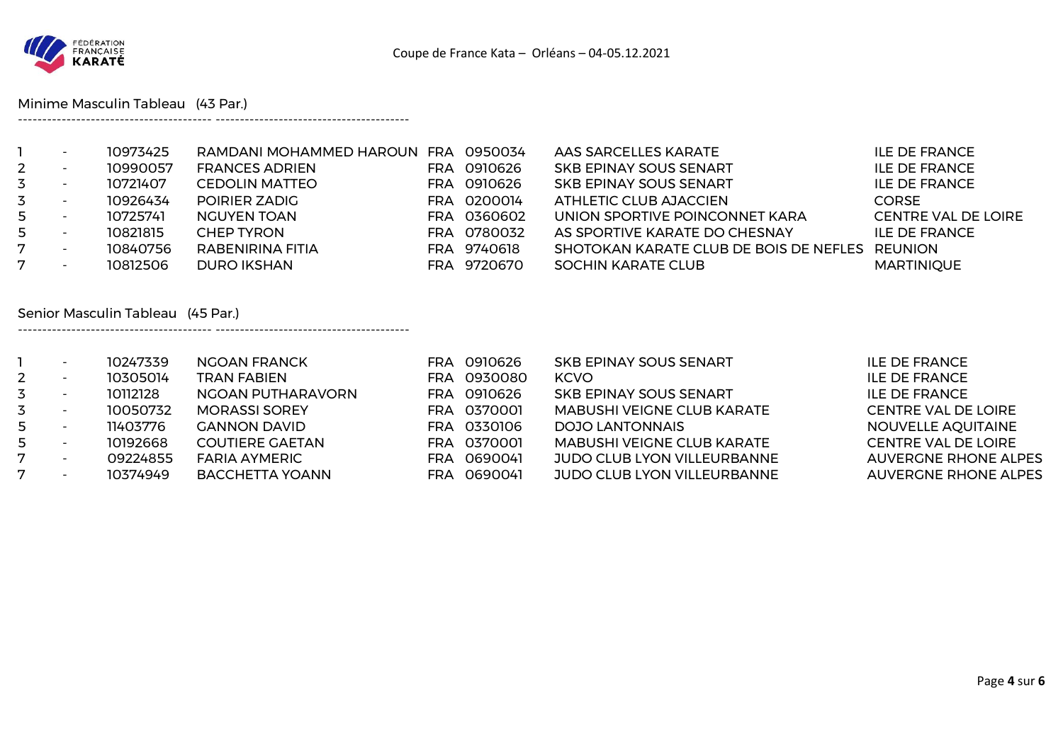Coupe de France Kata – Orléans – 04-05.12.2021

Minime Masculin Tableau (43 Par.)

| | | | | | | | |
|---|---|---|---|---|---|---|---|
| 1 | - | 10973425 | RAMDANI MOHAMMED HAROUN | FRA | 0950034 | AAS SARCELLES KARATE | ILE DE FRANCE |
| 2 | - | 10990057 | FRANCES ADRIEN | FRA | 0910626 | SKB EPINAY SOUS SENART | ILE DE FRANCE |
| 3 | - | 10721407 | CEDOLIN MATTEO | FRA | 0910626 | SKB EPINAY SOUS SENART | ILE DE FRANCE |
| 3 | - | 10926434 | POIRIER ZADIG | FRA | 0200014 | ATHLETIC CLUB AJACCIEN | CORSE |
| 5 | - | 10725741 | NGUYEN TOAN | FRA | 0360602 | UNION SPORTIVE POINCONNET KARA | CENTRE VAL DE LOIRE |
| 5 | - | 10821815 | CHEP TYRON | FRA | 0780032 | AS SPORTIVE KARATE DO CHESNAY | ILE DE FRANCE |
| 7 | - | 10840756 | RABENIRINA FITIA | FRA | 9740618 | SHOTOKAN KARATE CLUB DE BOIS DE NEFLES | REUNION |
| 7 | - | 10812506 | DURO IKSHAN | FRA | 9720670 | SOCHIN KARATE CLUB | MARTINIQUE |

Senior Masculin Tableau (45 Par.)

| | | | | | | | |
|---|---|---|---|---|---|---|---|
| 1 | - | 10247339 | NGOAN FRANCK | FRA | 0910626 | SKB EPINAY SOUS SENART | ILE DE FRANCE |
| 2 | - | 10305014 | TRAN FABIEN | FRA | 0930080 | KCVO | ILE DE FRANCE |
| 3 | - | 10112128 | NGOAN PUTHARAVORN | FRA | 0910626 | SKB EPINAY SOUS SENART | ILE DE FRANCE |
| 3 | - | 10050732 | MORASSI SOREY | FRA | 0370001 | MABUSHI VEIGNE CLUB KARATE | CENTRE VAL DE LOIRE |
| 5 | - | 11403776 | GANNON DAVID | FRA | 0330106 | DOJO LANTONNAIS | NOUVELLE AQUITAINE |
| 5 | - | 10192668 | COUTIERE GAETAN | FRA | 0370001 | MABUSHI VEIGNE CLUB KARATE | CENTRE VAL DE LOIRE |
| 7 | - | 09224855 | FARIA AYMERIC | FRA | 0690041 | JUDO CLUB LYON VILLEURBANNE | AUVERGNE RHONE ALPES |
| 7 | - | 10374949 | BACCHETTA YOANN | FRA | 0690041 | JUDO CLUB LYON VILLEURBANNE | AUVERGNE RHONE ALPES |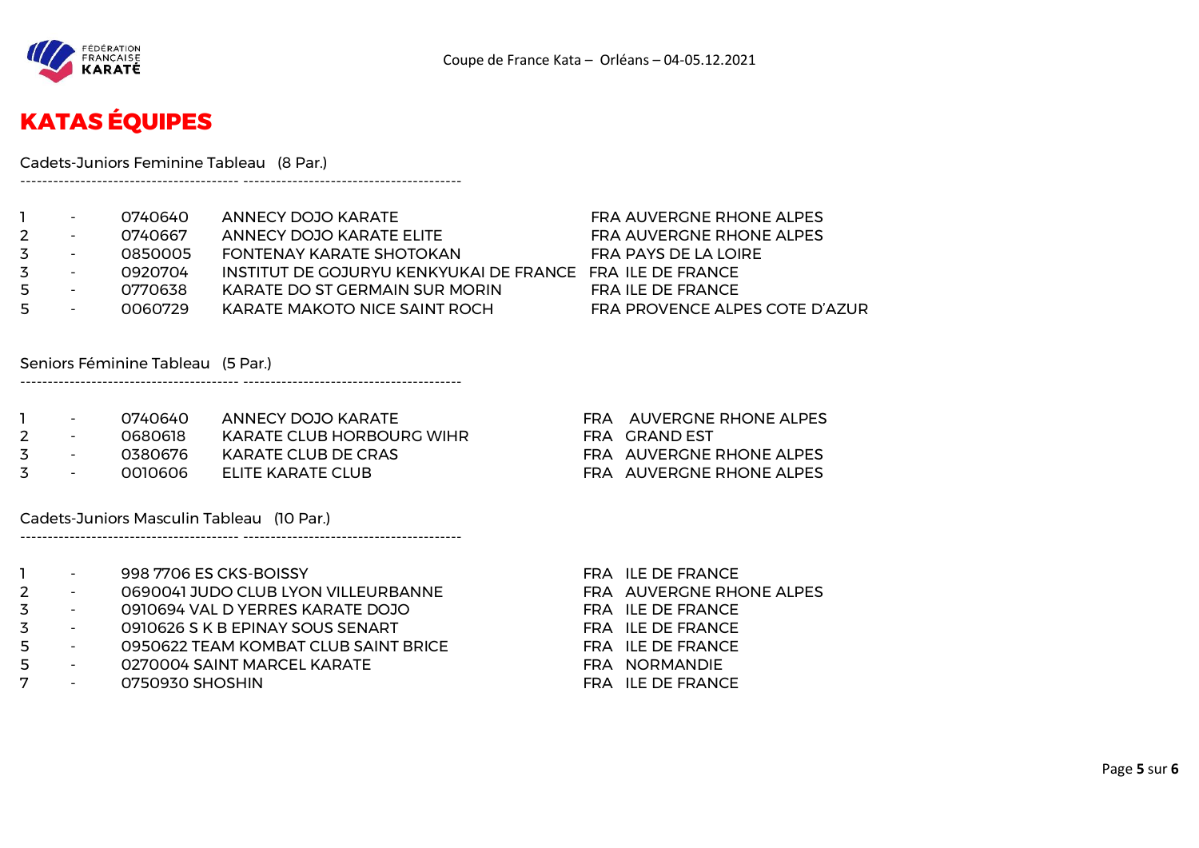# KATAS ÉQUIPES

Cadets-Juniors Feminine Tableau (8 Par.)

---------------------------------------- ----------------------------------------

| | | | | |
|---|---|---|---|---|
| 1 | - | 0740640 | ANNECY DOJO KARATE | FRA AUVERGNE RHONE ALPES |
| 2 | - | 0740667 | ANNECY DOJO KARATE ELITE | FRA AUVERGNE RHONE ALPES |
| 3 | - | 0850005 | FONTENAY KARATE SHOTOKAN | FRA PAYS DE LA LOIRE |
| 3 | - | 0920704 | INSTITUT DE GOJURYU KENKYUKAI DE FRANCE | FRA ILE DE FRANCE |
| 5 | - | 0770638 | KARATE DO ST GERMAIN SUR MORIN | FRA ILE DE FRANCE |
| 5 | - | 0060729 | KARATE MAKOTO NICE SAINT ROCH | FRA PROVENCE ALPES COTE D'AZUR |

Seniors Féminine Tableau (5 Par.)

---------------------------------------- ----------------------------------------

| | | | | |
|---|---|---|---|---|
| 1 | - | 0740640 | ANNECY DOJO KARATE | FRA AUVERGNE RHONE ALPES |
| 2 | - | 0680618 | KARATE CLUB HORBOURG WIHR | FRA GRAND EST |
| 3 | - | 0380676 | KARATE CLUB DE CRAS | FRA AUVERGNE RHONE ALPES |
| 3 | - | 0010606 | ELITE KARATE CLUB | FRA AUVERGNE RHONE ALPES |

Cadets-Juniors Masculin Tableau (10 Par.)

---------------------------------------- ----------------------------------------

| | | | |
|---|---|---|---|
| 1 | - | 998 7706 ES CKS-BOISSY | FRA ILE DE FRANCE |
| 2 | - | 0690041 JUDO CLUB LYON VILLEURBANNE | FRA AUVERGNE RHONE ALPES |
| 3 | - | 0910694 VAL D YERRES KARATE DOJO | FRA ILE DE FRANCE |
| 3 | - | 0910626 S K B EPINAY SOUS SENART | FRA ILE DE FRANCE |
| 5 | - | 0950622 TEAM KOMBAT CLUB SAINT BRICE | FRA ILE DE FRANCE |
| 5 | - | 0270004 SAINT MARCEL KARATE | FRA NORMANDIE |
| 7 | - | 0750930 SHOSHIN | FRA ILE DE FRANCE |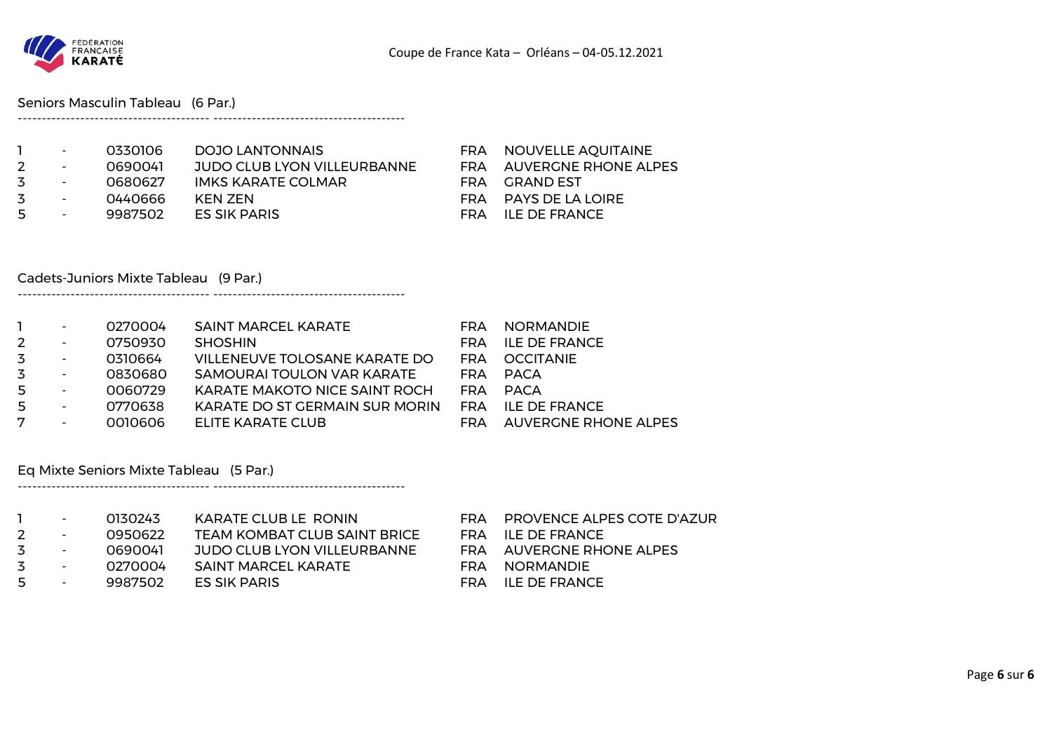Coupe de France Kata – Orléans – 04-05.12.2021

## Seniors Masculin Tableau (6 Par.)

| | | | | | |
|---|---|---|---|---|---|
| 1 | - | 0330106 | DOJO LANTONNAIS | FRA | NOUVELLE AQUITAINE |
| 2 | - | 0690041 | JUDO CLUB LYON VILLEURBANNE | FRA | AUVERGNE RHONE ALPES |
| 3 | - | 0680627 | IMKS KARATE COLMAR | FRA | GRAND EST |
| 3 | - | 0440666 | KEN ZEN | FRA | PAYS DE LA LOIRE |
| 5 | - | 9987502 | ES SIK PARIS | FRA | ILE DE FRANCE |

## Cadets-Juniors Mixte Tableau (9 Par.)

| | | | | | |
|---|---|---|---|---|---|
| 1 | - | 0270004 | SAINT MARCEL KARATE | FRA | NORMANDIE |
| 2 | - | 0750930 | SHOSHIN | FRA | ILE DE FRANCE |
| 3 | - | 0310664 | VILLENEUVE TOLOSANE KARATE DO | FRA | OCCITANIE |
| 3 | - | 0830680 | SAMOURAI TOULON VAR KARATE | FRA | PACA |
| 5 | - | 0060729 | KARATE MAKOTO NICE SAINT ROCH | FRA | PACA |
| 5 | - | 0770638 | KARATE DO ST GERMAIN SUR MORIN | FRA | ILE DE FRANCE |
| 7 | - | 0010606 | ELITE KARATE CLUB | FRA | AUVERGNE RHONE ALPES |

## Eq Mixte Seniors Mixte Tableau (5 Par.)

| | | | | | |
|---|---|---|---|---|---|
| 1 | - | 0130243 | KARATE CLUB LE RONIN | FRA | PROVENCE ALPES COTE D'AZUR |
| 2 | - | 0950622 | TEAM KOMBAT CLUB SAINT BRICE | FRA | ILE DE FRANCE |
| 3 | - | 0690041 | JUDO CLUB LYON VILLEURBANNE | FRA | AUVERGNE RHONE ALPES |
| 3 | - | 0270004 | SAINT MARCEL KARATE | FRA | NORMANDIE |
| 5 | - | 9987502 | ES SIK PARIS | FRA | ILE DE FRANCE |